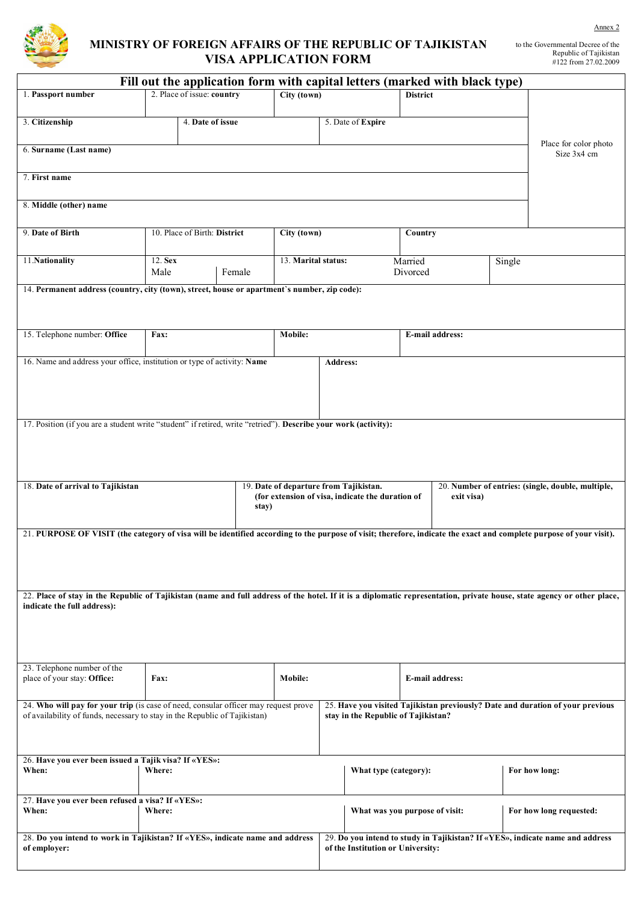Annex 2

to the Governmental Decree of the Republic of Tajikistan #122 from 27.02.2009

# MINISTRY OF FOREIGN AFFAIRS OF THE REPUBLIC OF TAJIKISTAN
# VISA APPLICATION FORM

**Fill out the application form with capital letters (marked with black type)**

| 1. **Passport number** | 2. Place of issue: **country** | **City (town)** | **District** | Place for color photo Size 3x4 cm |
|---|---|---|---|---|
| 3. **Citizenship** | 4. **Date of issue** | 5. Date of **Expire** | | |
| 6. **Surname (Last name)** | | | | |
| 7. **First name** | | | | |
| 8. **Middle (other) name** | | | | |

| 9. **Date of Birth** | 10. Place of Birth: **District** | **City (town)** | **Country** |
|---|---|---|---|
| 11.**Nationality** | 12. **Sex** Male / Female | 13. **Marital status:** | Married / Divorced / Single |

14. **Permanent address (country, city (town), street, house or apartment`s number, zip code):**

| 15. Telephone number: **Office** | **Fax:** | **Mobile:** | **E-mail address:** |
|---|---|---|---|

| 16. Name and address your office, institution or type of activity: **Name** | **Address:** |
|---|---|

17. Position (if you are a student write "student" if retired, write "retried"). **Describe your work (activity):**

| 18. **Date of arrival to Tajikistan** | 19. **Date of departure from Tajikistan. (for extension of visa, indicate the duration of stay)** | 20. **Number of entries: (single, double, multiple, exit visa)** |
|---|---|---|

21. **PURPOSE OF VISIT (the category of visa will be identified according to the purpose of visit; therefore, indicate the exact and complete purpose of your visit).**

22. **Place of stay in the Republic of Tajikistan (name and full address of the hotel. If it is a diplomatic representation, private house, state agency or other place, indicate the full address):**

| 23. Telephone number of the place of your stay: **Office:** | **Fax:** | **Mobile:** | **E-mail address:** |
|---|---|---|---|

| 24. **Who will pay for your trip** (is case of need, consular officer may request prove of availability of funds, necessary to stay in the Republic of Tajikistan) | 25. **Have you visited Tajikistan previously? Date and duration of your previous stay in the Republic of Tajikistan?** |
|---|---|

26. **Have you ever been issued a Tajik visa? If «YES»:**

| **When:** | **Where:** | **What type (category):** | **For how long:** |
|---|---|---|---|

27. **Have you ever been refused a visa? If «YES»:**

| **When:** | **Where:** | **What was you purpose of visit:** | **For how long requested:** |
|---|---|---|---|

| 28. **Do you intend to work in Tajikistan? If «YES», indicate name and address of employer:** | 29. **Do you intend to study in Tajikistan? If «YES», indicate name and address of the Institution or University:** |
|---|---|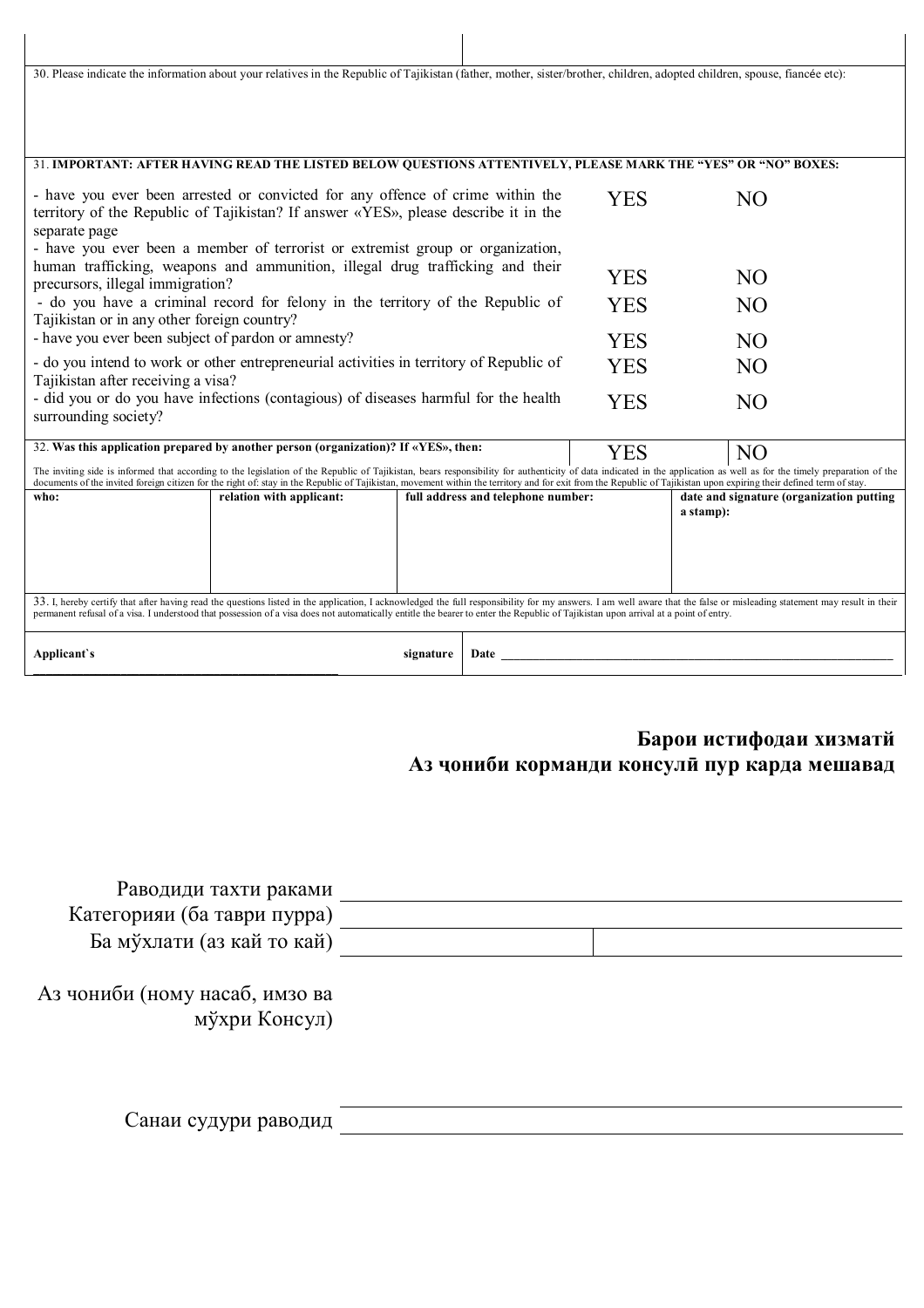30. Please indicate the information about your relatives in the Republic of Tajikistan (father, mother, sister/brother, children, adopted children, spouse, fiancée etc):

31. **IMPORTANT: AFTER HAVING READ THE LISTED BELOW QUESTIONS ATTENTIVELY, PLEASE MARK THE "YES" OR "NO" BOXES:**

| | | |
|---|---|---|
| - have you ever been arrested or convicted for any offence of crime within the territory of the Republic of Tajikistan? If answer «YES», please describe it in the separate page | YES | NO |
| - have you ever been a member of terrorist or extremist group or organization, human trafficking, weapons and ammunition, illegal drug trafficking and their precursors, illegal immigration? | YES | NO |
| - do you have a criminal record for felony in the territory of the Republic of Tajikistan or in any other foreign country? | YES | NO |
| - have you ever been subject of pardon or amnesty? | YES | NO |
| - do you intend to work or other entrepreneurial activities in territory of Republic of Tajikistan after receiving a visa? | YES | NO |
| - did you or do you have infections (contagious) of diseases harmful for the health surrounding society? | YES | NO |

32. **Was this application prepared by another person (organization)? If «YES», then:** YES | NO

The inviting side is informed that according to the legislation of the Republic of Tajikistan, bears responsibility for authenticity of data indicated in the application as well as for the timely preparation of the documents of the invited foreign citizen for the right of: stay in the Republic of Tajikistan, movement within the territory and for exit from the Republic of Tajikistan upon expiring their defined term of stay.

| **who:** | **relation with applicant:** | **full address and telephone number:** | **date and signature (organization putting a stamp):** |
|---|---|---|---|
| | | | |

33. I, hereby certify that after having read the questions listed in the application, I acknowledged the full responsibility for my answers. I am well aware that the false or misleading statement may result in their permanent refusal of a visa. I understood that possession of a visa does not automatically entitle the bearer to enter the Republic of Tajikistan upon arrival at a point of entry.

**Applicant`s signature** ______________________________ **Date** ______________________________

**Барои истифодаи хизматӣ**
**Аз ҷониби корманди консулӣ пур карда мешавад**

Раводиди тахти раками ______________________________

Категорияи (ба таври пурра) ______________________________

Ба мӯхлати (аз кай то кай) ______________ ______________

Аз чониби (ному насаб, имзо ва мӯхри Консул)

Санаи судури раводид ______________________________